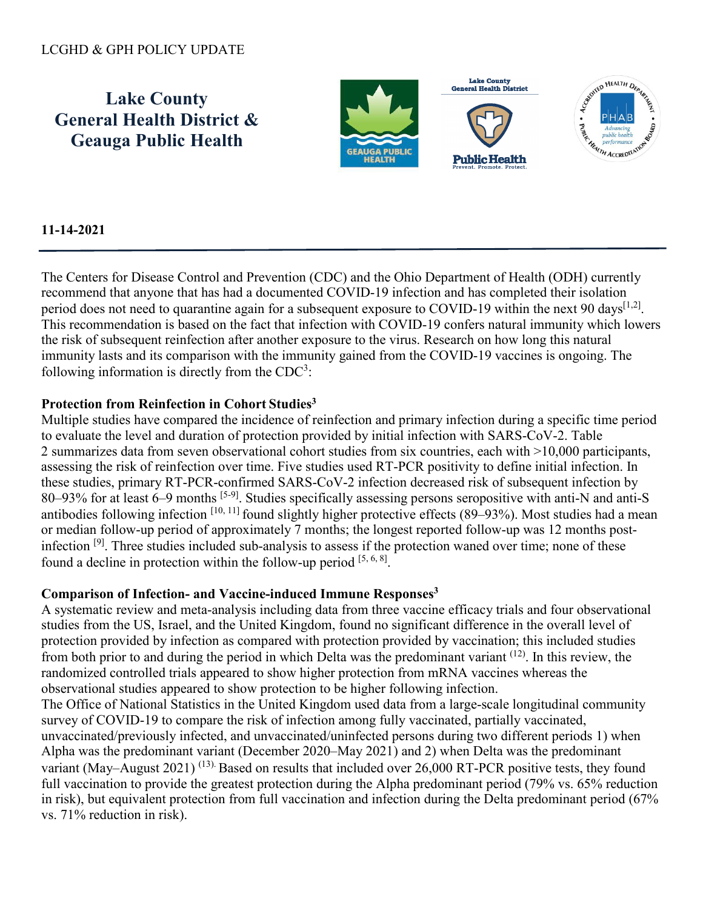LCGHD & GPH POLICY UPDATE

# Lake County General Health District & Geauga Public Health

**11-14-2021**

---

The Centers for Disease Control and Prevention (CDC) and the Ohio Department of Health (ODH) currently recommend that anyone that has had a documented COVID-19 infection and has completed their isolation period does not need to quarantine again for a subsequent exposure to COVID-19 within the next 90 days[1,2]. This recommendation is based on the fact that infection with COVID-19 confers natural immunity which lowers the risk of subsequent reinfection after another exposure to the virus. Research on how long this natural immunity lasts and its comparison with the immunity gained from the COVID-19 vaccines is ongoing. The following information is directly from the CDC[3]:

**Protection from Reinfection in Cohort Studies[3]**

Multiple studies have compared the incidence of reinfection and primary infection during a specific time period to evaluate the level and duration of protection provided by initial infection with SARS-CoV-2. Table 2 summarizes data from seven observational cohort studies from six countries, each with >10,000 participants, assessing the risk of reinfection over time. Five studies used RT-PCR positivity to define initial infection. In these studies, primary RT-PCR-confirmed SARS-CoV-2 infection decreased risk of subsequent infection by 80–93% for at least 6–9 months [5-9]. Studies specifically assessing persons seropositive with anti-N and anti-S antibodies following infection [10, 11] found slightly higher protective effects (89–93%). Most studies had a mean or median follow-up period of approximately 7 months; the longest reported follow-up was 12 months post-infection [9]. Three studies included sub-analysis to assess if the protection waned over time; none of these found a decline in protection within the follow-up period [5, 6, 8].

**Comparison of Infection- and Vaccine-induced Immune Responses[3]**

A systematic review and meta-analysis including data from three vaccine efficacy trials and four observational studies from the US, Israel, and the United Kingdom, found no significant difference in the overall level of protection provided by infection as compared with protection provided by vaccination; this included studies from both prior to and during the period in which Delta was the predominant variant (12). In this review, the randomized controlled trials appeared to show higher protection from mRNA vaccines whereas the observational studies appeared to show protection to be higher following infection.

The Office of National Statistics in the United Kingdom used data from a large-scale longitudinal community survey of COVID-19 to compare the risk of infection among fully vaccinated, partially vaccinated, unvaccinated/previously infected, and unvaccinated/uninfected persons during two different periods 1) when Alpha was the predominant variant (December 2020–May 2021) and 2) when Delta was the predominant variant (May–August 2021) (13). Based on results that included over 26,000 RT-PCR positive tests, they found full vaccination to provide the greatest protection during the Alpha predominant period (79% vs. 65% reduction in risk), but equivalent protection from full vaccination and infection during the Delta predominant period (67% vs. 71% reduction in risk).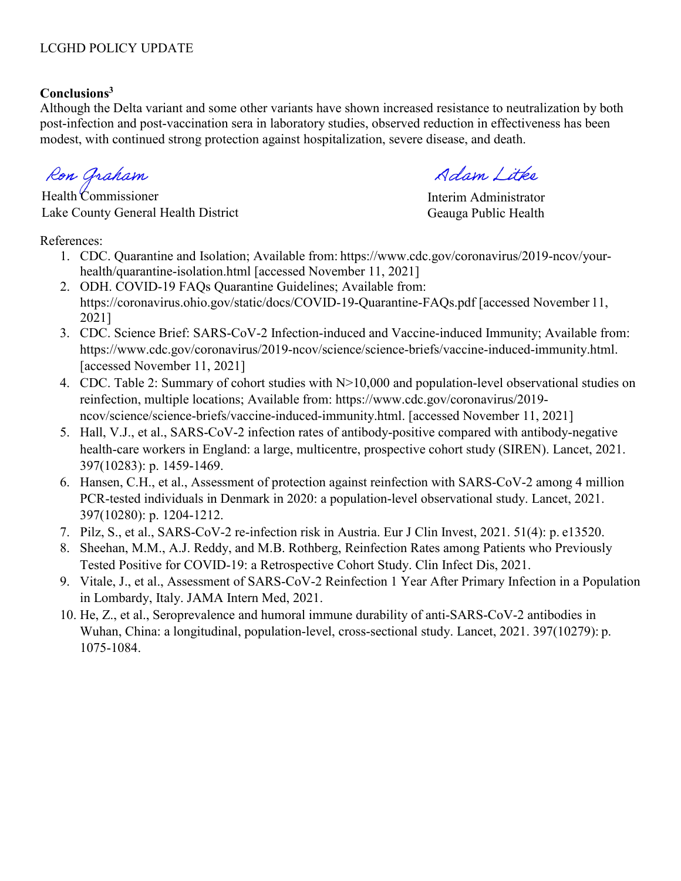**Conclusions**[3]

Although the Delta variant and some other variants have shown increased resistance to neutralization by both post-infection and post-vaccination sera in laboratory studies, observed reduction in effectiveness has been modest, with continued strong protection against hospitalization, severe disease, and death.

Ron Graham
Health Commissioner
Lake County General Health District

Adam Litke
Interim Administrator
Geauga Public Health

References:

1. CDC. Quarantine and Isolation; Available from: https://www.cdc.gov/coronavirus/2019-ncov/your-health/quarantine-isolation.html [accessed November 11, 2021]
2. ODH. COVID-19 FAQs Quarantine Guidelines; Available from: https://coronavirus.ohio.gov/static/docs/COVID-19-Quarantine-FAQs.pdf [accessed November 11, 2021]
3. CDC. Science Brief: SARS-CoV-2 Infection-induced and Vaccine-induced Immunity; Available from: https://www.cdc.gov/coronavirus/2019-ncov/science/science-briefs/vaccine-induced-immunity.html. [accessed November 11, 2021]
4. CDC. Table 2: Summary of cohort studies with N>10,000 and population-level observational studies on reinfection, multiple locations; Available from: https://www.cdc.gov/coronavirus/2019-ncov/science/science-briefs/vaccine-induced-immunity.html. [accessed November 11, 2021]
5. Hall, V.J., et al., SARS-CoV-2 infection rates of antibody-positive compared with antibody-negative health-care workers in England: a large, multicentre, prospective cohort study (SIREN). Lancet, 2021. 397(10283): p. 1459-1469.
6. Hansen, C.H., et al., Assessment of protection against reinfection with SARS-CoV-2 among 4 million PCR-tested individuals in Denmark in 2020: a population-level observational study. Lancet, 2021. 397(10280): p. 1204-1212.
7. Pilz, S., et al., SARS-CoV-2 re-infection risk in Austria. Eur J Clin Invest, 2021. 51(4): p. e13520.
8. Sheehan, M.M., A.J. Reddy, and M.B. Rothberg, Reinfection Rates among Patients who Previously Tested Positive for COVID-19: a Retrospective Cohort Study. Clin Infect Dis, 2021.
9. Vitale, J., et al., Assessment of SARS-CoV-2 Reinfection 1 Year After Primary Infection in a Population in Lombardy, Italy. JAMA Intern Med, 2021.
10. He, Z., et al., Seroprevalence and humoral immune durability of anti-SARS-CoV-2 antibodies in Wuhan, China: a longitudinal, population-level, cross-sectional study. Lancet, 2021. 397(10279): p. 1075-1084.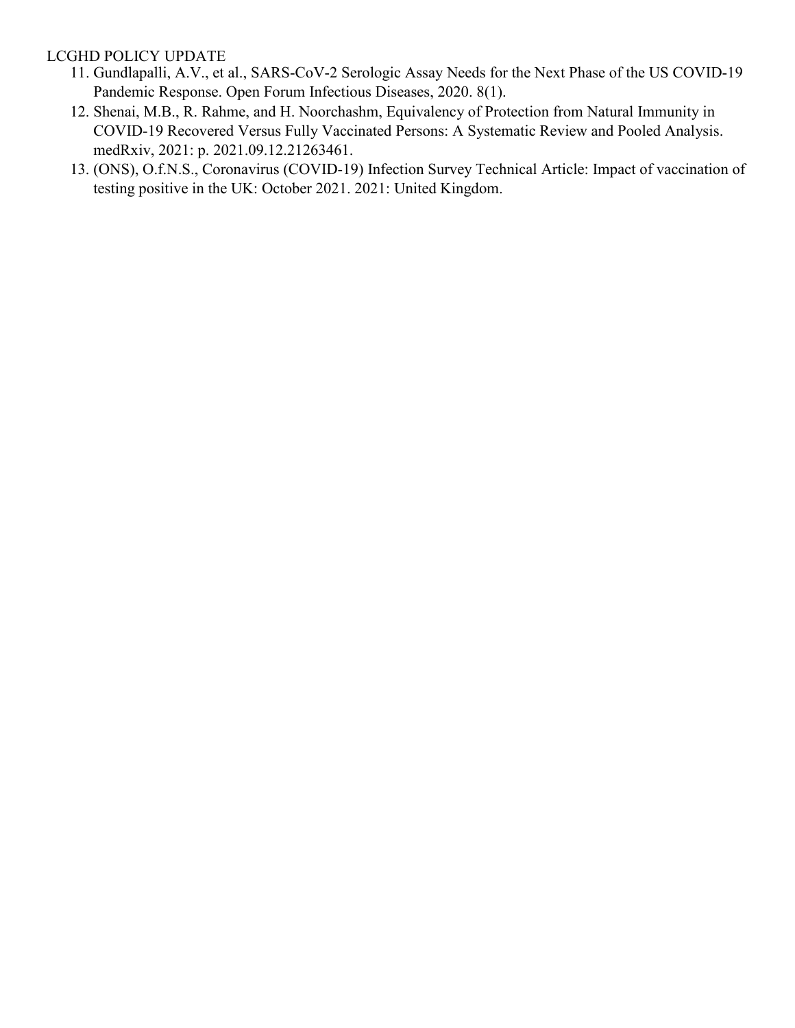11. Gundlapalli, A.V., et al., SARS-CoV-2 Serologic Assay Needs for the Next Phase of the US COVID-19 Pandemic Response. Open Forum Infectious Diseases, 2020. 8(1).
12. Shenai, M.B., R. Rahme, and H. Noorchashm, Equivalency of Protection from Natural Immunity in COVID-19 Recovered Versus Fully Vaccinated Persons: A Systematic Review and Pooled Analysis. medRxiv, 2021: p. 2021.09.12.21263461.
13. (ONS), O.f.N.S., Coronavirus (COVID-19) Infection Survey Technical Article: Impact of vaccination of testing positive in the UK: October 2021. 2021: United Kingdom.